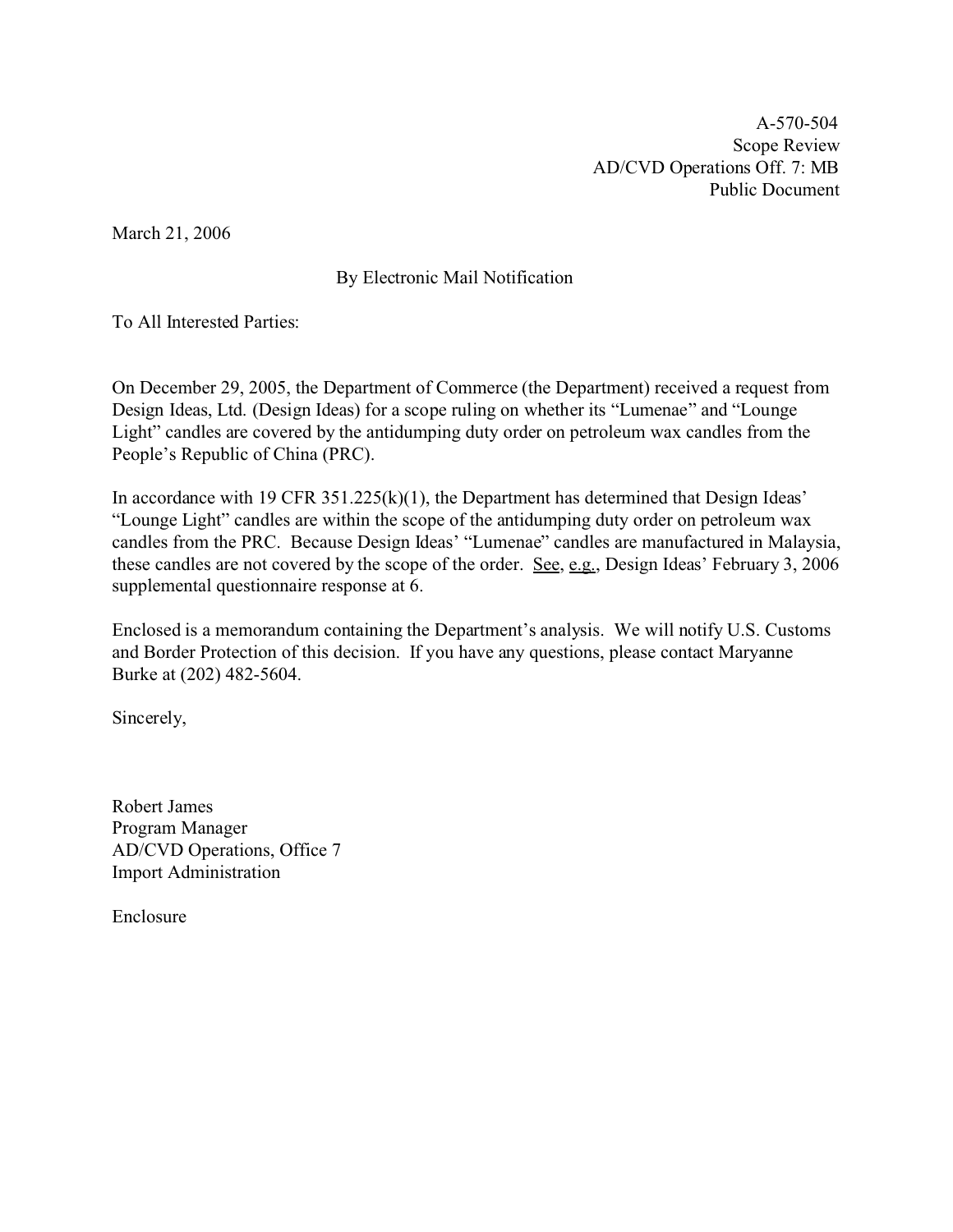A-570-504
Scope Review
AD/CVD Operations Off. 7: MB
Public Document

March 21, 2006

By Electronic Mail Notification

To All Interested Parties:

On December 29, 2005, the Department of Commerce (the Department) received a request from Design Ideas, Ltd. (Design Ideas) for a scope ruling on whether its "Lumenae" and "Lounge Light" candles are covered by the antidumping duty order on petroleum wax candles from the People's Republic of China (PRC).

In accordance with 19 CFR 351.225(k)(1), the Department has determined that Design Ideas' "Lounge Light" candles are within the scope of the antidumping duty order on petroleum wax candles from the PRC. Because Design Ideas' "Lumenae" candles are manufactured in Malaysia, these candles are not covered by the scope of the order. See, e.g., Design Ideas' February 3, 2006 supplemental questionnaire response at 6.

Enclosed is a memorandum containing the Department's analysis. We will notify U.S. Customs and Border Protection of this decision. If you have any questions, please contact Maryanne Burke at (202) 482-5604.

Sincerely,

Robert James
Program Manager
AD/CVD Operations, Office 7
Import Administration

Enclosure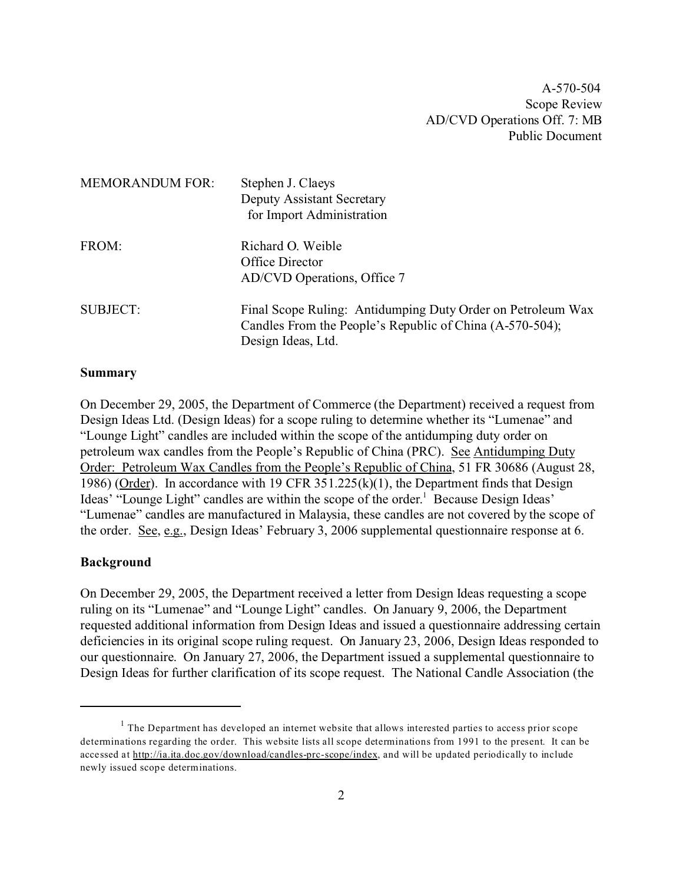A-570-504
Scope Review
AD/CVD Operations Off. 7: MB
Public Document

MEMORANDUM FOR: Stephen J. Claeys
Deputy Assistant Secretary
for Import Administration

FROM: Richard O. Weible
Office Director
AD/CVD Operations, Office 7

SUBJECT: Final Scope Ruling: Antidumping Duty Order on Petroleum Wax Candles From the People's Republic of China (A-570-504); Design Ideas, Ltd.

**Summary**

On December 29, 2005, the Department of Commerce (the Department) received a request from Design Ideas Ltd. (Design Ideas) for a scope ruling to determine whether its "Lumenae" and "Lounge Light" candles are included within the scope of the antidumping duty order on petroleum wax candles from the People's Republic of China (PRC). See Antidumping Duty Order: Petroleum Wax Candles from the People's Republic of China, 51 FR 30686 (August 28, 1986) (Order). In accordance with 19 CFR 351.225(k)(1), the Department finds that Design Ideas' "Lounge Light" candles are within the scope of the order.[1] Because Design Ideas' "Lumenae" candles are manufactured in Malaysia, these candles are not covered by the scope of the order. See, e.g., Design Ideas' February 3, 2006 supplemental questionnaire response at 6.

**Background**

On December 29, 2005, the Department received a letter from Design Ideas requesting a scope ruling on its "Lumenae" and "Lounge Light" candles. On January 9, 2006, the Department requested additional information from Design Ideas and issued a questionnaire addressing certain deficiencies in its original scope ruling request. On January 23, 2006, Design Ideas responded to our questionnaire. On January 27, 2006, the Department issued a supplemental questionnaire to Design Ideas for further clarification of its scope request. The National Candle Association (the

---

[1] The Department has developed an internet website that allows interested parties to access prior scope determinations regarding the order. This website lists all scope determinations from 1991 to the present. It can be accessed at http://ia.ita.doc.gov/download/candles-prc-scope/index, and will be updated periodically to include newly issued scope determinations.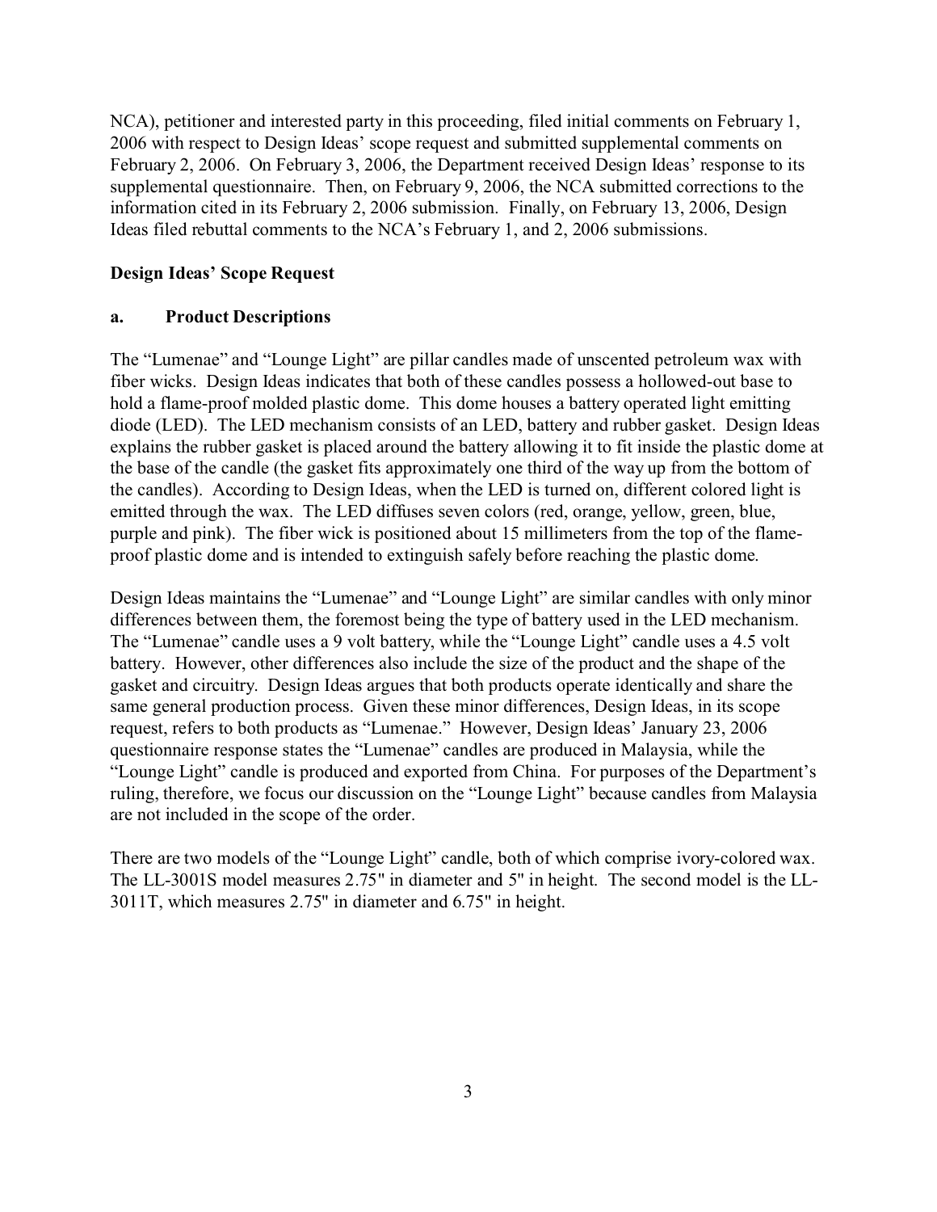NCA), petitioner and interested party in this proceeding, filed initial comments on February 1, 2006 with respect to Design Ideas' scope request and submitted supplemental comments on February 2, 2006. On February 3, 2006, the Department received Design Ideas' response to its supplemental questionnaire. Then, on February 9, 2006, the NCA submitted corrections to the information cited in its February 2, 2006 submission. Finally, on February 13, 2006, Design Ideas filed rebuttal comments to the NCA's February 1, and 2, 2006 submissions.

**Design Ideas' Scope Request**

**a. Product Descriptions**

The "Lumenae" and "Lounge Light" are pillar candles made of unscented petroleum wax with fiber wicks. Design Ideas indicates that both of these candles possess a hollowed-out base to hold a flame-proof molded plastic dome. This dome houses a battery operated light emitting diode (LED). The LED mechanism consists of an LED, battery and rubber gasket. Design Ideas explains the rubber gasket is placed around the battery allowing it to fit inside the plastic dome at the base of the candle (the gasket fits approximately one third of the way up from the bottom of the candles). According to Design Ideas, when the LED is turned on, different colored light is emitted through the wax. The LED diffuses seven colors (red, orange, yellow, green, blue, purple and pink). The fiber wick is positioned about 15 millimeters from the top of the flame-proof plastic dome and is intended to extinguish safely before reaching the plastic dome.

Design Ideas maintains the "Lumenae" and "Lounge Light" are similar candles with only minor differences between them, the foremost being the type of battery used in the LED mechanism. The "Lumenae" candle uses a 9 volt battery, while the "Lounge Light" candle uses a 4.5 volt battery. However, other differences also include the size of the product and the shape of the gasket and circuitry. Design Ideas argues that both products operate identically and share the same general production process. Given these minor differences, Design Ideas, in its scope request, refers to both products as "Lumenae." However, Design Ideas' January 23, 2006 questionnaire response states the "Lumenae" candles are produced in Malaysia, while the "Lounge Light" candle is produced and exported from China. For purposes of the Department's ruling, therefore, we focus our discussion on the "Lounge Light" because candles from Malaysia are not included in the scope of the order.

There are two models of the "Lounge Light" candle, both of which comprise ivory-colored wax. The LL-3001S model measures 2.75" in diameter and 5" in height. The second model is the LL-3011T, which measures 2.75" in diameter and 6.75" in height.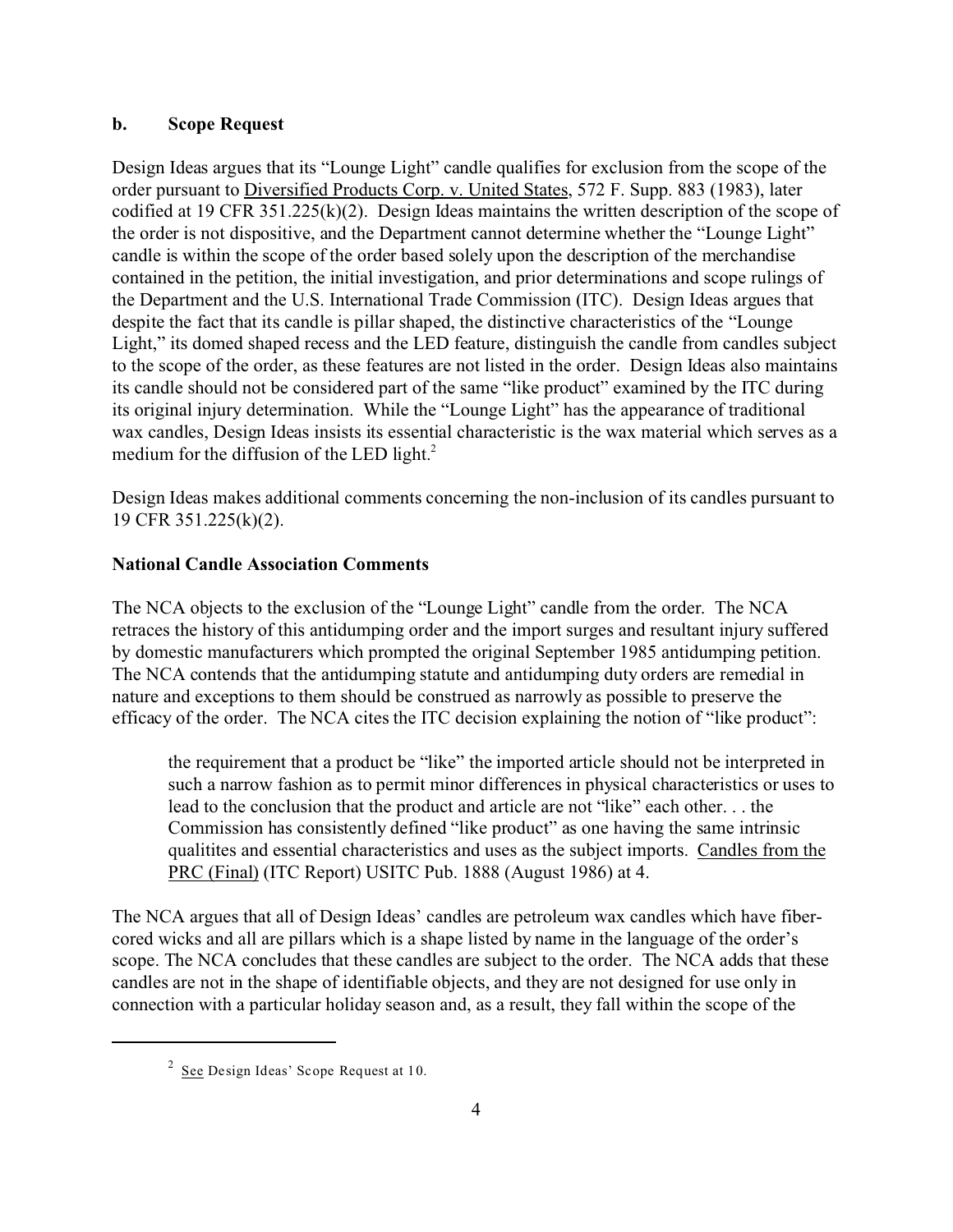### b. Scope Request

Design Ideas argues that its "Lounge Light" candle qualifies for exclusion from the scope of the order pursuant to Diversified Products Corp. v. United States, 572 F. Supp. 883 (1983), later codified at 19 CFR 351.225(k)(2). Design Ideas maintains the written description of the scope of the order is not dispositive, and the Department cannot determine whether the "Lounge Light" candle is within the scope of the order based solely upon the description of the merchandise contained in the petition, the initial investigation, and prior determinations and scope rulings of the Department and the U.S. International Trade Commission (ITC). Design Ideas argues that despite the fact that its candle is pillar shaped, the distinctive characteristics of the "Lounge Light," its domed shaped recess and the LED feature, distinguish the candle from candles subject to the scope of the order, as these features are not listed in the order. Design Ideas also maintains its candle should not be considered part of the same "like product" examined by the ITC during its original injury determination. While the "Lounge Light" has the appearance of traditional wax candles, Design Ideas insists its essential characteristic is the wax material which serves as a medium for the diffusion of the LED light.[2]

Design Ideas makes additional comments concerning the non-inclusion of its candles pursuant to 19 CFR 351.225(k)(2).

**National Candle Association Comments**

The NCA objects to the exclusion of the "Lounge Light" candle from the order. The NCA retraces the history of this antidumping order and the import surges and resultant injury suffered by domestic manufacturers which prompted the original September 1985 antidumping petition. The NCA contends that the antidumping statute and antidumping duty orders are remedial in nature and exceptions to them should be construed as narrowly as possible to preserve the efficacy of the order. The NCA cites the ITC decision explaining the notion of "like product":

> the requirement that a product be "like" the imported article should not be interpreted in such a narrow fashion as to permit minor differences in physical characteristics or uses to lead to the conclusion that the product and article are not "like" each other. . . the Commission has consistently defined "like product" as one having the same intrinsic qualitites and essential characteristics and uses as the subject imports. Candles from the PRC (Final) (ITC Report) USITC Pub. 1888 (August 1986) at 4.

The NCA argues that all of Design Ideas' candles are petroleum wax candles which have fiber-cored wicks and all are pillars which is a shape listed by name in the language of the order's scope. The NCA concludes that these candles are subject to the order. The NCA adds that these candles are not in the shape of identifiable objects, and they are not designed for use only in connection with a particular holiday season and, as a result, they fall within the scope of the

---

[2] See Design Ideas' Scope Request at 10.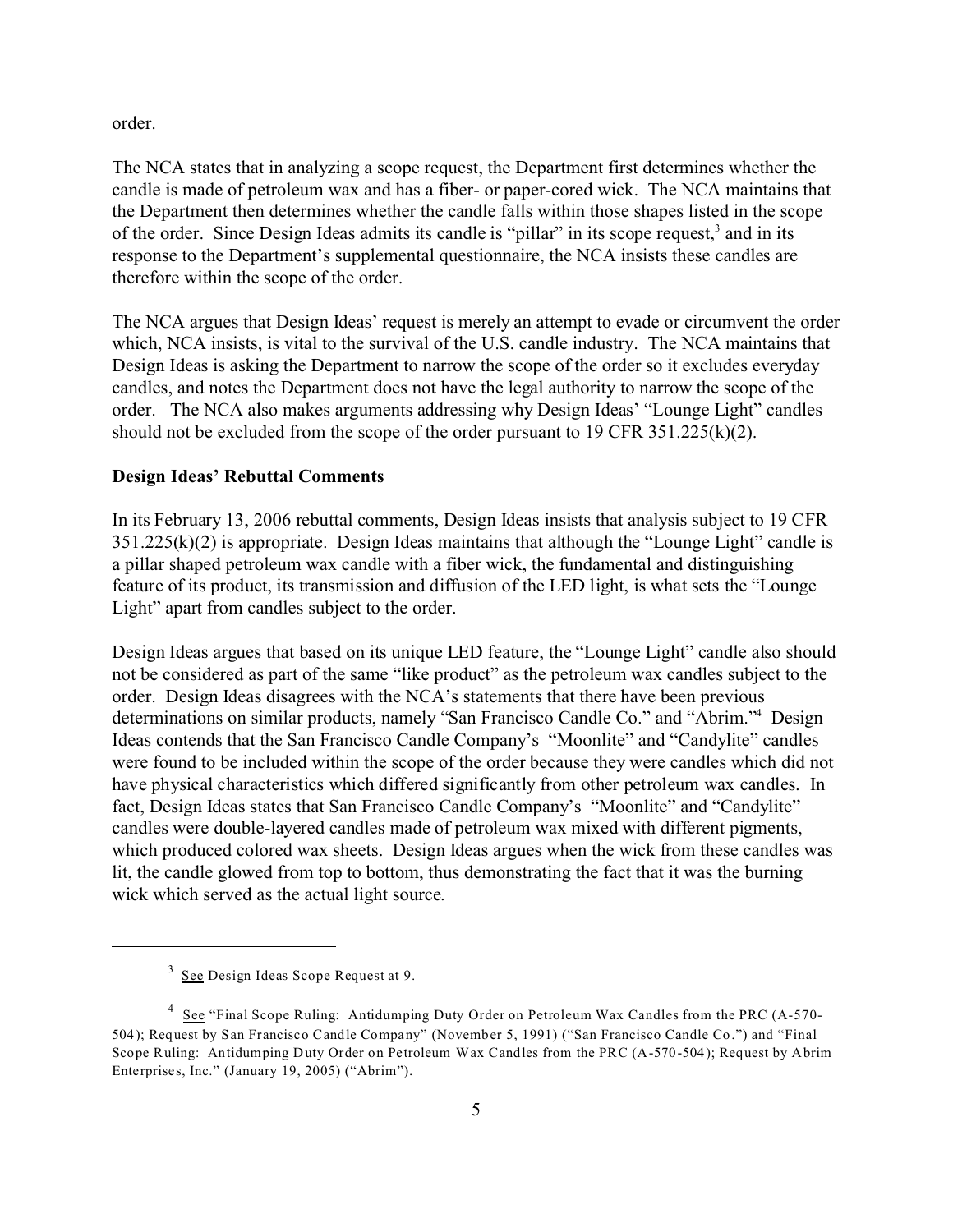order.

The NCA states that in analyzing a scope request, the Department first determines whether the candle is made of petroleum wax and has a fiber- or paper-cored wick. The NCA maintains that the Department then determines whether the candle falls within those shapes listed in the scope of the order. Since Design Ideas admits its candle is "pillar" in its scope request,[3] and in its response to the Department's supplemental questionnaire, the NCA insists these candles are therefore within the scope of the order.

The NCA argues that Design Ideas' request is merely an attempt to evade or circumvent the order which, NCA insists, is vital to the survival of the U.S. candle industry. The NCA maintains that Design Ideas is asking the Department to narrow the scope of the order so it excludes everyday candles, and notes the Department does not have the legal authority to narrow the scope of the order. The NCA also makes arguments addressing why Design Ideas' "Lounge Light" candles should not be excluded from the scope of the order pursuant to 19 CFR 351.225(k)(2).

**Design Ideas' Rebuttal Comments**

In its February 13, 2006 rebuttal comments, Design Ideas insists that analysis subject to 19 CFR 351.225(k)(2) is appropriate. Design Ideas maintains that although the "Lounge Light" candle is a pillar shaped petroleum wax candle with a fiber wick, the fundamental and distinguishing feature of its product, its transmission and diffusion of the LED light, is what sets the "Lounge Light" apart from candles subject to the order.

Design Ideas argues that based on its unique LED feature, the "Lounge Light" candle also should not be considered as part of the same "like product" as the petroleum wax candles subject to the order. Design Ideas disagrees with the NCA's statements that there have been previous determinations on similar products, namely "San Francisco Candle Co." and "Abrim."[4] Design Ideas contends that the San Francisco Candle Company's "Moonlite" and "Candylite" candles were found to be included within the scope of the order because they were candles which did not have physical characteristics which differed significantly from other petroleum wax candles. In fact, Design Ideas states that San Francisco Candle Company's "Moonlite" and "Candylite" candles were double-layered candles made of petroleum wax mixed with different pigments, which produced colored wax sheets. Design Ideas argues when the wick from these candles was lit, the candle glowed from top to bottom, thus demonstrating the fact that it was the burning wick which served as the actual light source.

---

[3] See Design Ideas Scope Request at 9.

[4] See "Final Scope Ruling: Antidumping Duty Order on Petroleum Wax Candles from the PRC (A-570-504); Request by San Francisco Candle Company" (November 5, 1991) ("San Francisco Candle Co.") and "Final Scope Ruling: Antidumping Duty Order on Petroleum Wax Candles from the PRC (A-570-504); Request by Abrim Enterprises, Inc." (January 19, 2005) ("Abrim").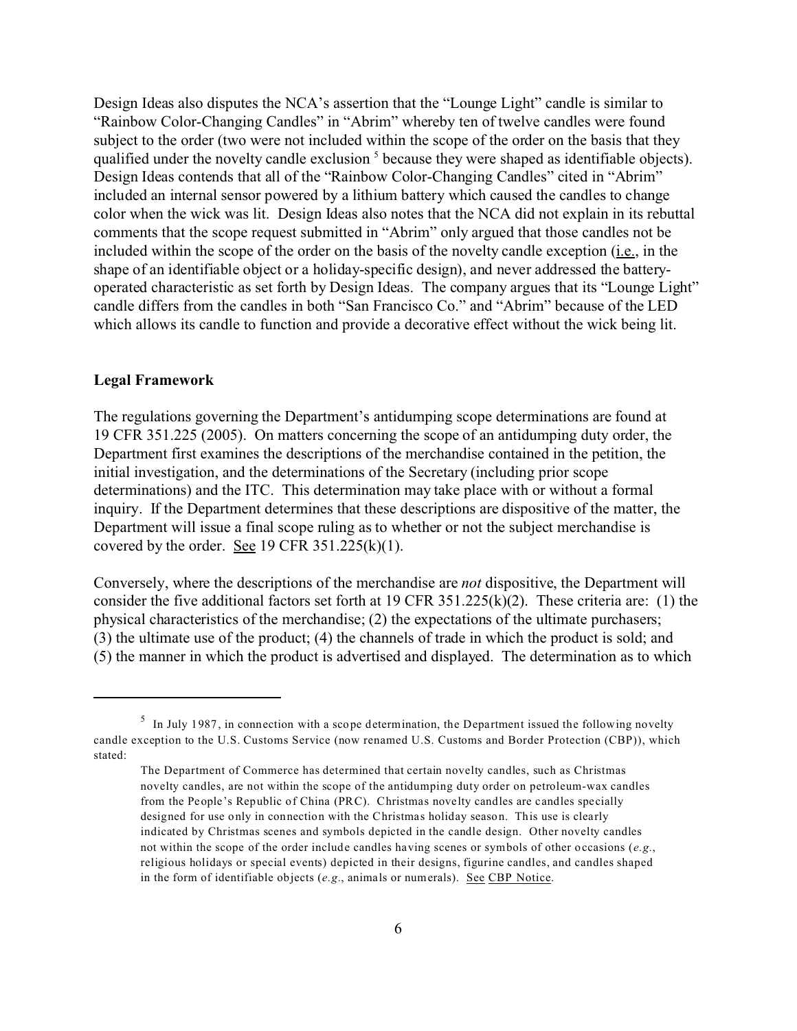Design Ideas also disputes the NCA's assertion that the "Lounge Light" candle is similar to "Rainbow Color-Changing Candles" in "Abrim" whereby ten of twelve candles were found subject to the order (two were not included within the scope of the order on the basis that they qualified under the novelty candle exclusion [5] because they were shaped as identifiable objects). Design Ideas contends that all of the "Rainbow Color-Changing Candles" cited in "Abrim" included an internal sensor powered by a lithium battery which caused the candles to change color when the wick was lit. Design Ideas also notes that the NCA did not explain in its rebuttal comments that the scope request submitted in "Abrim" only argued that those candles not be included within the scope of the order on the basis of the novelty candle exception (i.e., in the shape of an identifiable object or a holiday-specific design), and never addressed the battery-operated characteristic as set forth by Design Ideas. The company argues that its "Lounge Light" candle differs from the candles in both "San Francisco Co." and "Abrim" because of the LED which allows its candle to function and provide a decorative effect without the wick being lit.

**Legal Framework**

The regulations governing the Department's antidumping scope determinations are found at 19 CFR 351.225 (2005). On matters concerning the scope of an antidumping duty order, the Department first examines the descriptions of the merchandise contained in the petition, the initial investigation, and the determinations of the Secretary (including prior scope determinations) and the ITC. This determination may take place with or without a formal inquiry. If the Department determines that these descriptions are dispositive of the matter, the Department will issue a final scope ruling as to whether or not the subject merchandise is covered by the order. See 19 CFR 351.225(k)(1).

Conversely, where the descriptions of the merchandise are *not* dispositive, the Department will consider the five additional factors set forth at 19 CFR 351.225(k)(2). These criteria are: (1) the physical characteristics of the merchandise; (2) the expectations of the ultimate purchasers; (3) the ultimate use of the product; (4) the channels of trade in which the product is sold; and (5) the manner in which the product is advertised and displayed. The determination as to which

---

[5] In July 1987, in connection with a scope determination, the Department issued the following novelty candle exception to the U.S. Customs Service (now renamed U.S. Customs and Border Protection (CBP)), which stated:

> The Department of Commerce has determined that certain novelty candles, such as Christmas novelty candles, are not within the scope of the antidumping duty order on petroleum-wax candles from the People's Republic of China (PRC). Christmas novelty candles are candles specially designed for use only in connection with the Christmas holiday season. This use is clearly indicated by Christmas scenes and symbols depicted in the candle design. Other novelty candles not within the scope of the order include candles having scenes or symbols of other occasions (*e.g.*, religious holidays or special events) depicted in their designs, figurine candles, and candles shaped in the form of identifiable objects (*e.g.*, animals or numerals). See CBP Notice.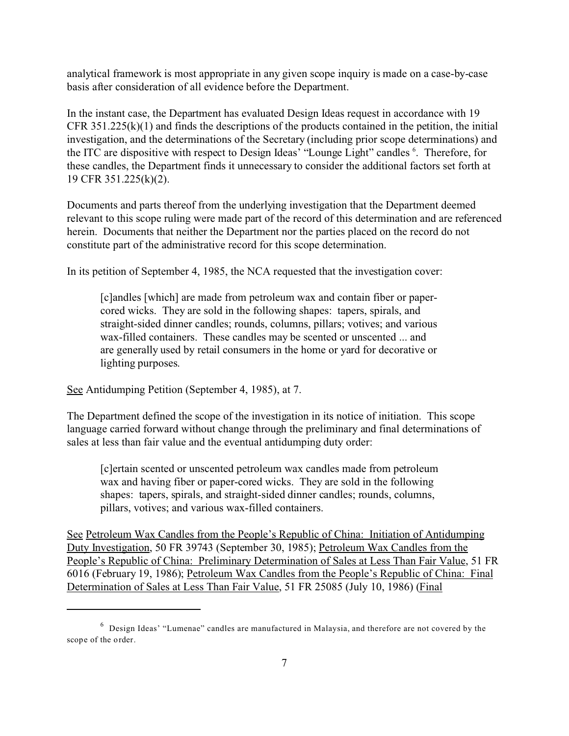analytical framework is most appropriate in any given scope inquiry is made on a case-by-case basis after consideration of all evidence before the Department.

In the instant case, the Department has evaluated Design Ideas request in accordance with 19 CFR 351.225(k)(1) and finds the descriptions of the products contained in the petition, the initial investigation, and the determinations of the Secretary (including prior scope determinations) and the ITC are dispositive with respect to Design Ideas' "Lounge Light" candles [6]. Therefore, for these candles, the Department finds it unnecessary to consider the additional factors set forth at 19 CFR 351.225(k)(2).

Documents and parts thereof from the underlying investigation that the Department deemed relevant to this scope ruling were made part of the record of this determination and are referenced herein. Documents that neither the Department nor the parties placed on the record do not constitute part of the administrative record for this scope determination.

In its petition of September 4, 1985, the NCA requested that the investigation cover:

> [c]andles [which] are made from petroleum wax and contain fiber or paper-cored wicks. They are sold in the following shapes: tapers, spirals, and straight-sided dinner candles; rounds, columns, pillars; votives; and various wax-filled containers. These candles may be scented or unscented ... and are generally used by retail consumers in the home or yard for decorative or lighting purposes.

See Antidumping Petition (September 4, 1985), at 7.

The Department defined the scope of the investigation in its notice of initiation. This scope language carried forward without change through the preliminary and final determinations of sales at less than fair value and the eventual antidumping duty order:

> [c]ertain scented or unscented petroleum wax candles made from petroleum wax and having fiber or paper-cored wicks. They are sold in the following shapes: tapers, spirals, and straight-sided dinner candles; rounds, columns, pillars, votives; and various wax-filled containers.

See Petroleum Wax Candles from the People's Republic of China: Initiation of Antidumping Duty Investigation, 50 FR 39743 (September 30, 1985); Petroleum Wax Candles from the People's Republic of China: Preliminary Determination of Sales at Less Than Fair Value, 51 FR 6016 (February 19, 1986); Petroleum Wax Candles from the People's Republic of China: Final Determination of Sales at Less Than Fair Value, 51 FR 25085 (July 10, 1986) (Final

---

[6] Design Ideas' "Lumenae" candles are manufactured in Malaysia, and therefore are not covered by the scope of the order.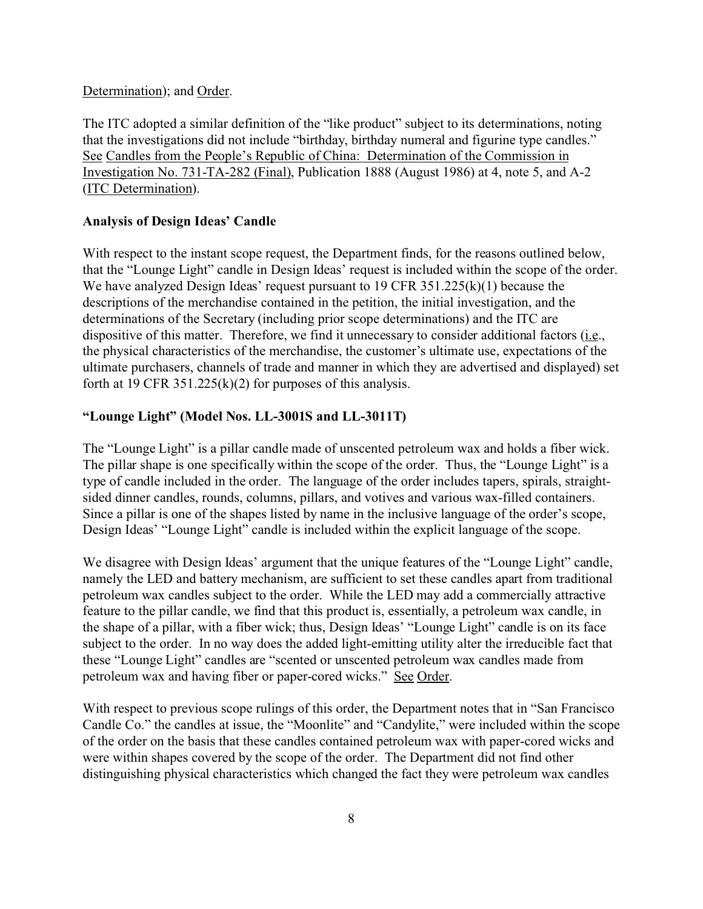Determination); and Order.

The ITC adopted a similar definition of the "like product" subject to its determinations, noting that the investigations did not include "birthday, birthday numeral and figurine type candles." See Candles from the People's Republic of China: Determination of the Commission in Investigation No. 731-TA-282 (Final), Publication 1888 (August 1986) at 4, note 5, and A-2 (ITC Determination).

**Analysis of Design Ideas' Candle**

With respect to the instant scope request, the Department finds, for the reasons outlined below, that the "Lounge Light" candle in Design Ideas' request is included within the scope of the order. We have analyzed Design Ideas' request pursuant to 19 CFR 351.225(k)(1) because the descriptions of the merchandise contained in the petition, the initial investigation, and the determinations of the Secretary (including prior scope determinations) and the ITC are dispositive of this matter. Therefore, we find it unnecessary to consider additional factors (i.e., the physical characteristics of the merchandise, the customer's ultimate use, expectations of the ultimate purchasers, channels of trade and manner in which they are advertised and displayed) set forth at 19 CFR 351.225(k)(2) for purposes of this analysis.

**"Lounge Light" (Model Nos. LL-3001S and LL-3011T)**

The "Lounge Light" is a pillar candle made of unscented petroleum wax and holds a fiber wick. The pillar shape is one specifically within the scope of the order. Thus, the "Lounge Light" is a type of candle included in the order. The language of the order includes tapers, spirals, straight-sided dinner candles, rounds, columns, pillars, and votives and various wax-filled containers. Since a pillar is one of the shapes listed by name in the inclusive language of the order's scope, Design Ideas' "Lounge Light" candle is included within the explicit language of the scope.

We disagree with Design Ideas' argument that the unique features of the "Lounge Light" candle, namely the LED and battery mechanism, are sufficient to set these candles apart from traditional petroleum wax candles subject to the order. While the LED may add a commercially attractive feature to the pillar candle, we find that this product is, essentially, a petroleum wax candle, in the shape of a pillar, with a fiber wick; thus, Design Ideas' "Lounge Light" candle is on its face subject to the order. In no way does the added light-emitting utility alter the irreducible fact that these "Lounge Light" candles are "scented or unscented petroleum wax candles made from petroleum wax and having fiber or paper-cored wicks." See Order.

With respect to previous scope rulings of this order, the Department notes that in "San Francisco Candle Co." the candles at issue, the "Moonlite" and "Candylite," were included within the scope of the order on the basis that these candles contained petroleum wax with paper-cored wicks and were within shapes covered by the scope of the order. The Department did not find other distinguishing physical characteristics which changed the fact they were petroleum wax candles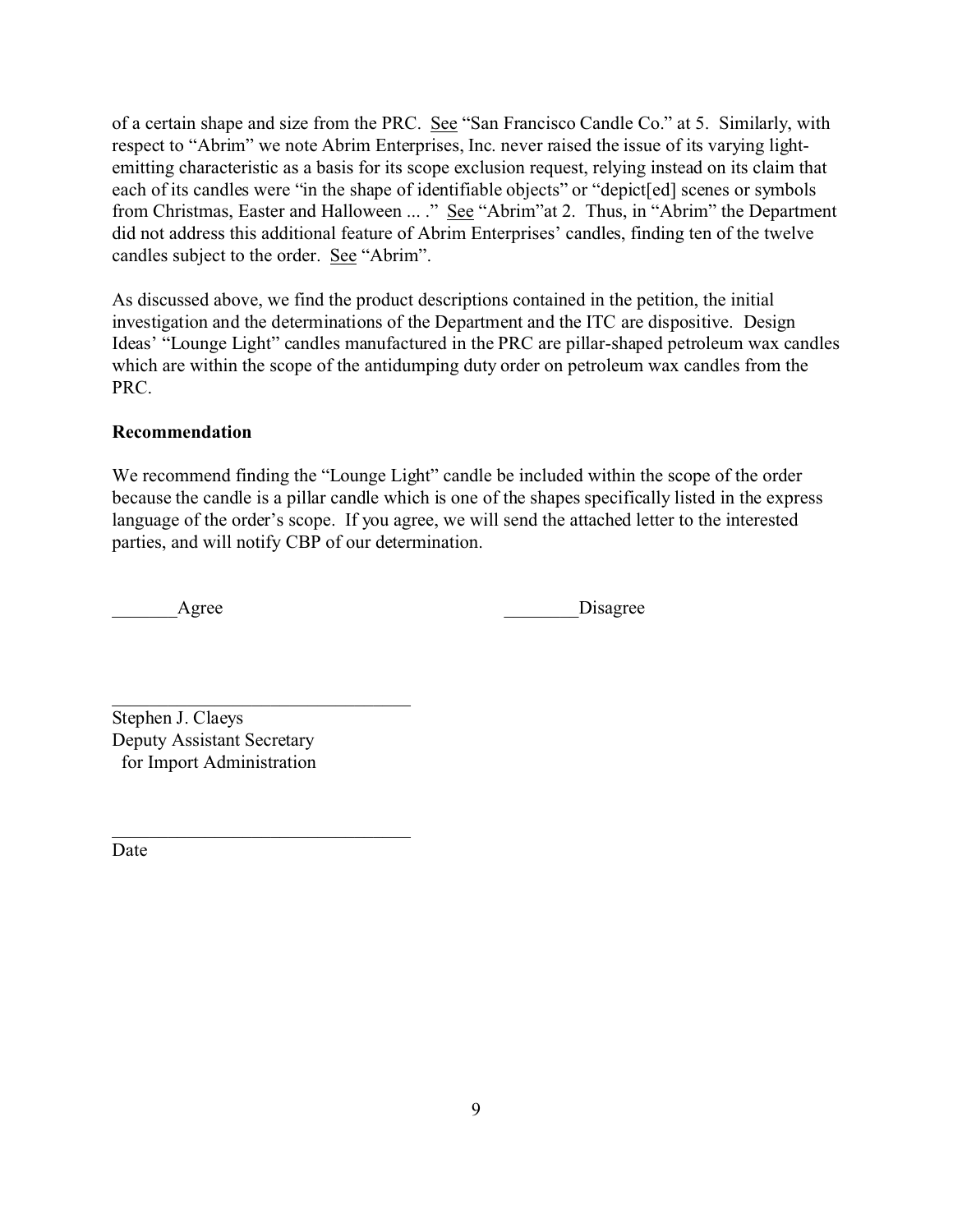of a certain shape and size from the PRC. See "San Francisco Candle Co." at 5. Similarly, with respect to "Abrim" we note Abrim Enterprises, Inc. never raised the issue of its varying light-emitting characteristic as a basis for its scope exclusion request, relying instead on its claim that each of its candles were "in the shape of identifiable objects" or "depict[ed] scenes or symbols from Christmas, Easter and Halloween ... ." See "Abrim"at 2. Thus, in "Abrim" the Department did not address this additional feature of Abrim Enterprises' candles, finding ten of the twelve candles subject to the order. See "Abrim".

As discussed above, we find the product descriptions contained in the petition, the initial investigation and the determinations of the Department and the ITC are dispositive. Design Ideas' "Lounge Light" candles manufactured in the PRC are pillar-shaped petroleum wax candles which are within the scope of the antidumping duty order on petroleum wax candles from the PRC.

**Recommendation**

We recommend finding the "Lounge Light" candle be included within the scope of the order because the candle is a pillar candle which is one of the shapes specifically listed in the express language of the order's scope. If you agree, we will send the attached letter to the interested parties, and will notify CBP of our determination.

_______Agree ________Disagree

________________________________
Stephen J. Claeys
Deputy Assistant Secretary
for Import Administration

________________________________
Date